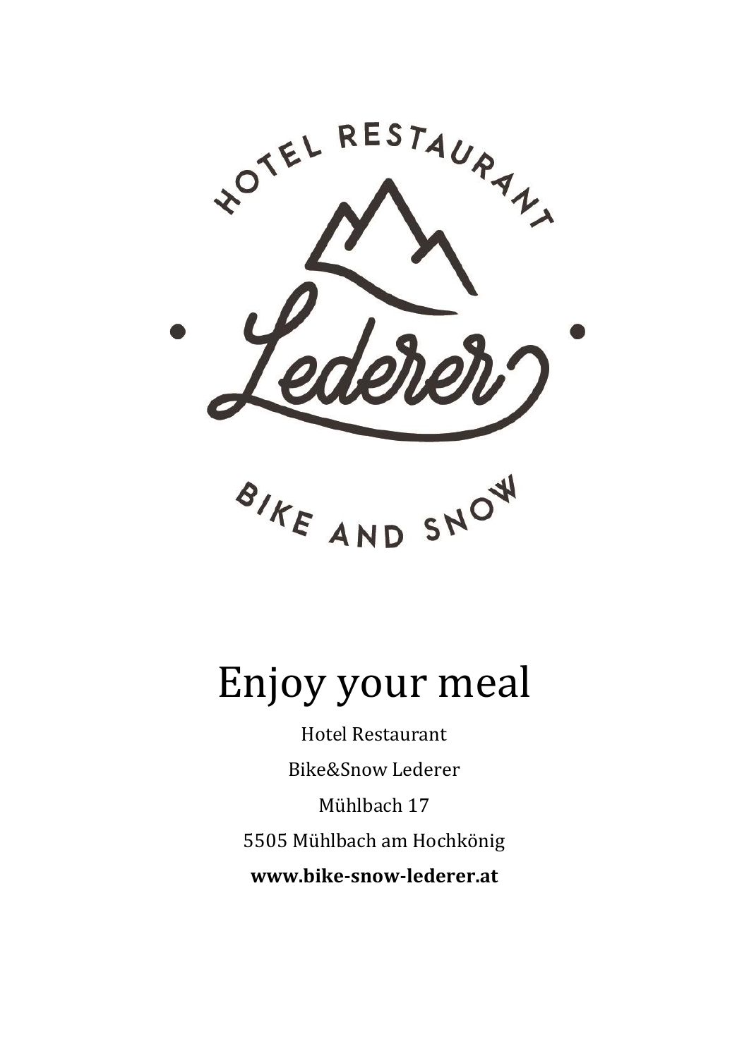HOTEL RESTAURANT

Lederer

BIKE AND SNOW

# Enjoy your meal

Hotel Restaurant

Bike&Snow Lederer

Mühlbach 17

5505 Mühlbach am Hochkönig

**www.bike-snow-lederer.at**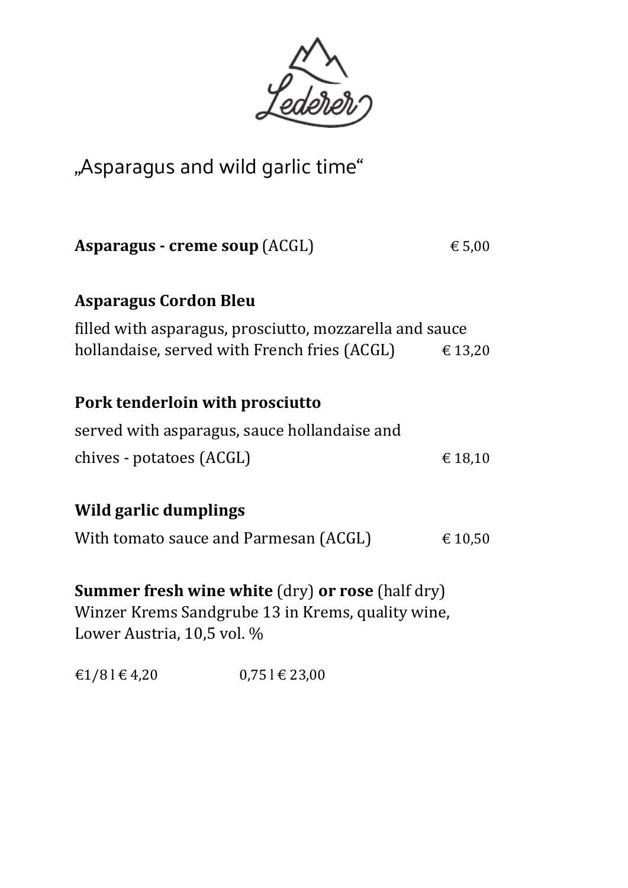Lederer

# „Asparagus and wild garlic time“

**Asparagus - creme soup** (ACGL) € 5,00

**Asparagus Cordon Bleu**

filled with asparagus, prosciutto, mozzarella and sauce hollandaise, served with French fries (ACGL) € 13,20

**Pork tenderloin with prosciutto**

served with asparagus, sauce hollandaise and chives - potatoes (ACGL) € 18,10

**Wild garlic dumplings**

With tomato sauce and Parmesan (ACGL) € 10,50

**Summer fresh wine white** (dry) **or rose** (half dry)
Winzer Krems Sandgrube 13 in Krems, quality wine, Lower Austria, 10,5 vol. %

€1/8 l € 4,20 0,75 l € 23,00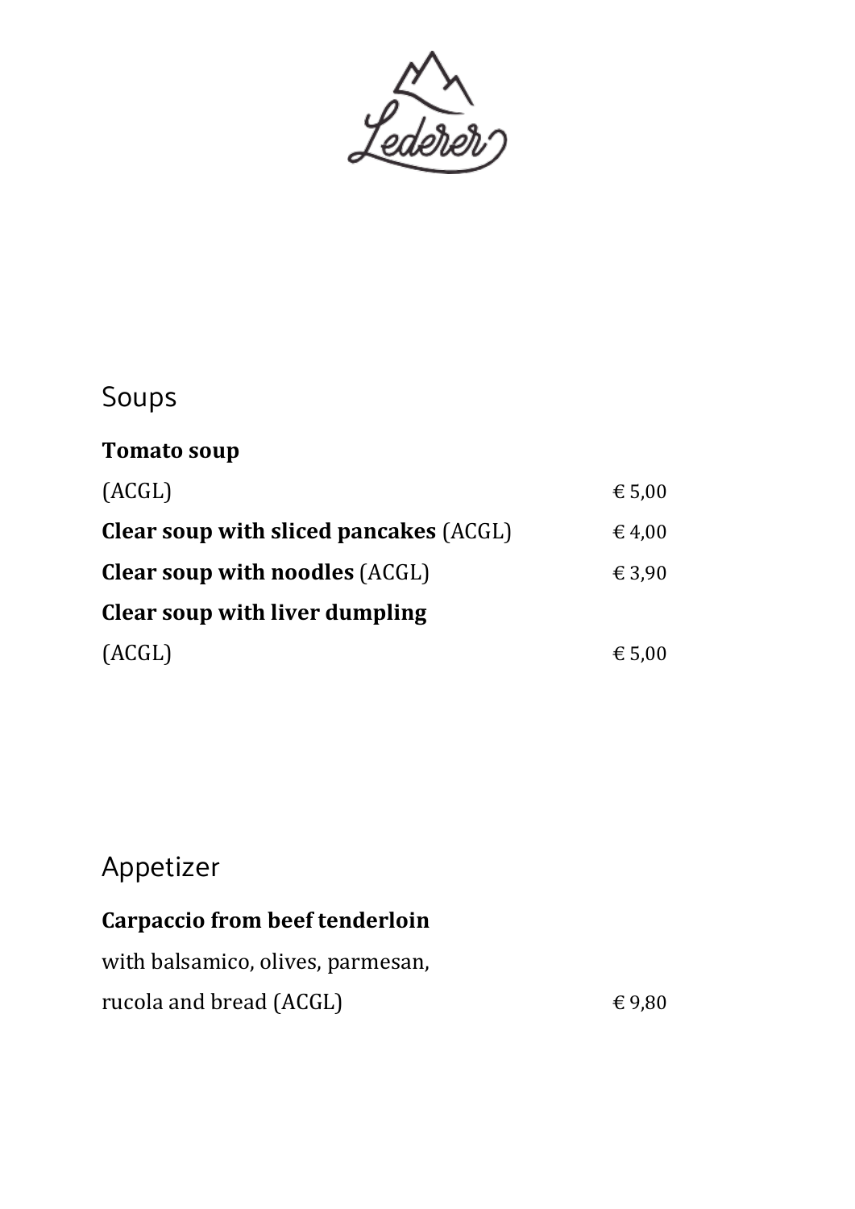Lederer

## Soups

**Tomato soup**
(ACGL) € 5,00

**Clear soup with sliced pancakes** (ACGL) € 4,00

**Clear soup with noodles** (ACGL) € 3,90

**Clear soup with liver dumpling**
(ACGL) € 5,00

## Appetizer

**Carpaccio from beef tenderloin**
with balsamico, olives, parmesan,
rucola and bread (ACGL) € 9,80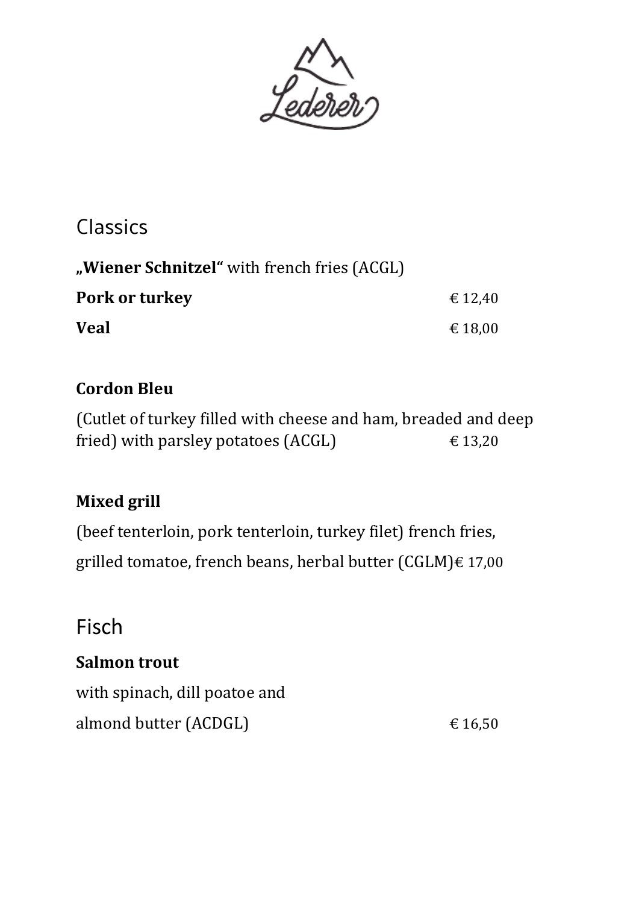Lederer

## Classics

**„Wiener Schnitzel“** with french fries (ACGL)

**Pork or turkey** € 12,40

**Veal** € 18,00

**Cordon Bleu**

(Cutlet of turkey filled with cheese and ham, breaded and deep fried) with parsley potatoes (ACGL) € 13,20

**Mixed grill**

(beef tenterloin, pork tenterloin, turkey filet) french fries, grilled tomatoe, french beans, herbal butter (CGLM)€ 17,00

## Fisch

**Salmon trout**

with spinach, dill poatoe and almond butter (ACDGL) € 16,50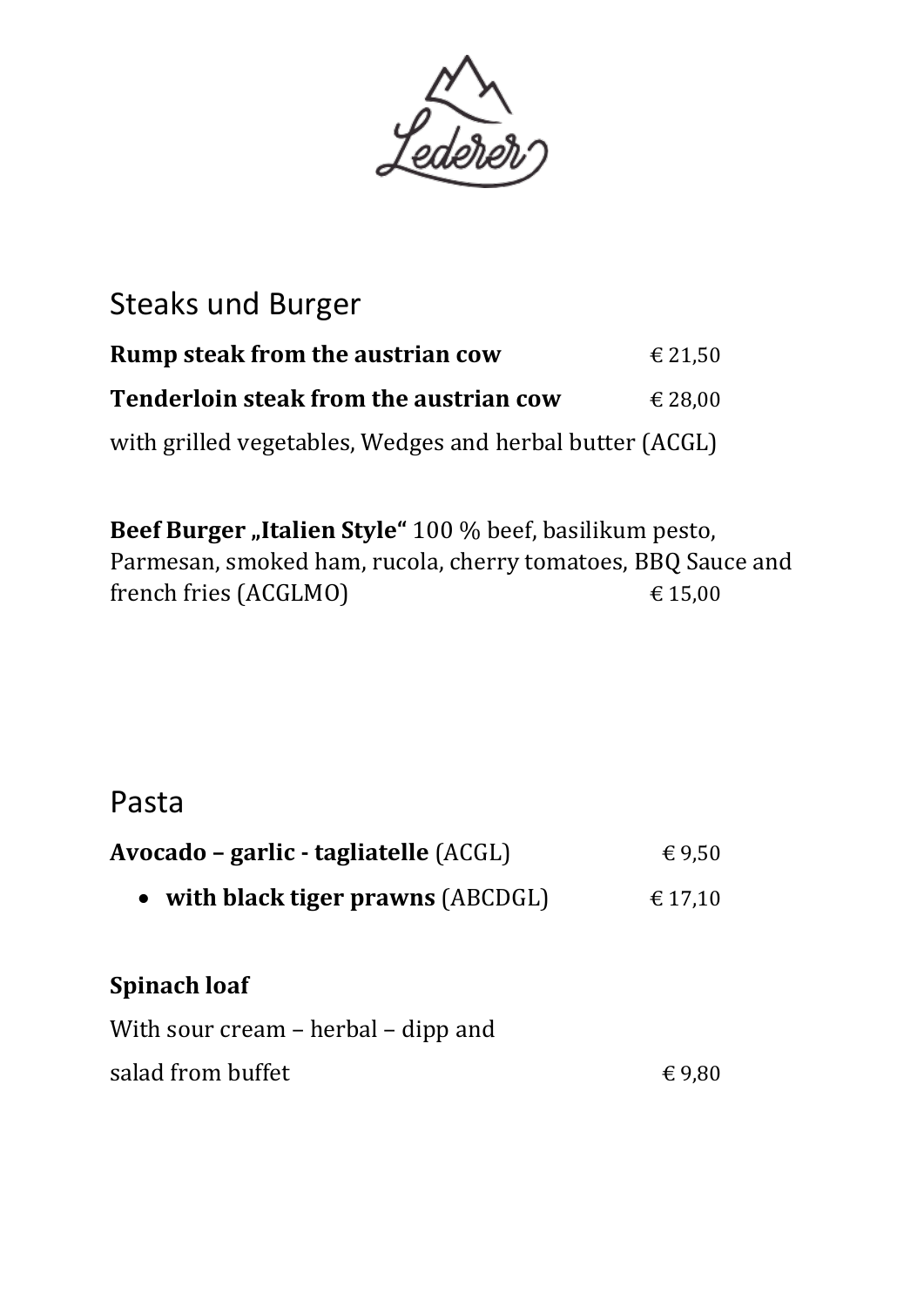Lederer

## Steaks und Burger

**Rump steak from the austrian cow** € 21,50

**Tenderloin steak from the austrian cow** € 28,00

with grilled vegetables, Wedges and herbal butter (ACGL)

**Beef Burger „Italien Style"** 100 % beef, basilikum pesto, Parmesan, smoked ham, rucola, cherry tomatoes, BBQ Sauce and french fries (ACGLMO) € 15,00

## Pasta

**Avocado – garlic - tagliatelle** (ACGL) € 9,50

- **with black tiger prawns** (ABCDGL) € 17,10

**Spinach loaf**

With sour cream – herbal – dipp and

salad from buffet € 9,80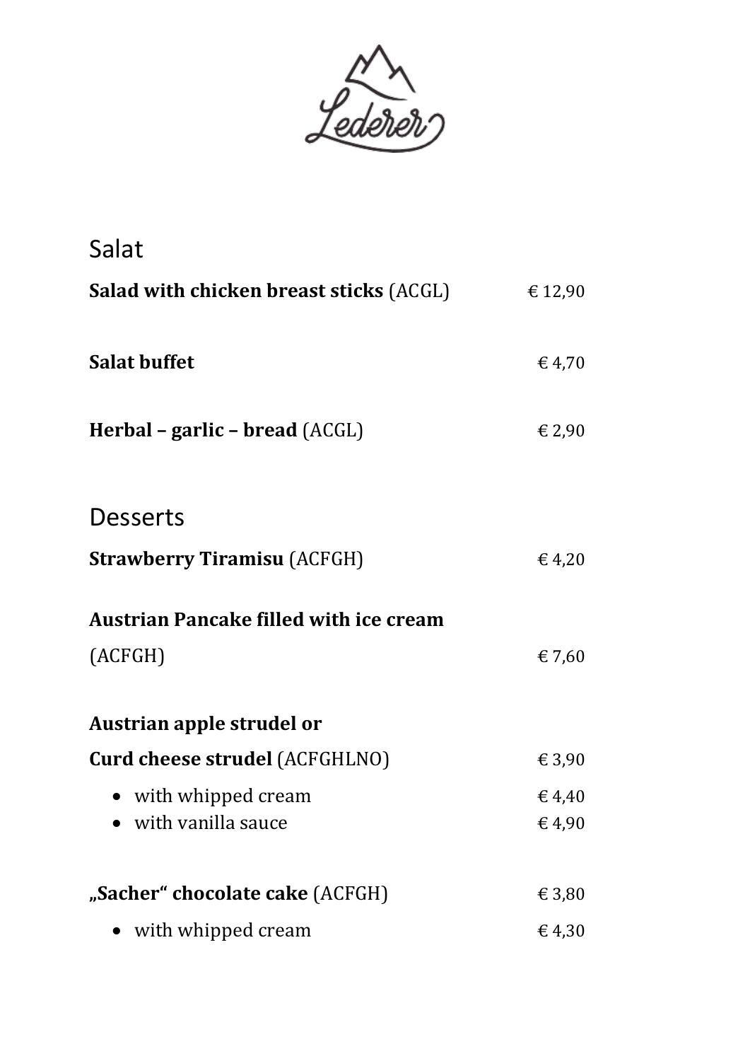Lederer

## Salat

**Salad with chicken breast sticks** (ACGL) € 12,90

**Salat buffet** € 4,70

**Herbal – garlic – bread** (ACGL) € 2,90

## Desserts

**Strawberry Tiramisu** (ACFGH) € 4,20

**Austrian Pancake filled with ice cream**
(ACFGH) € 7,60

**Austrian apple strudel or**
**Curd cheese strudel** (ACFGHLNO) € 3,90

- with whipped cream € 4,40
- with vanilla sauce € 4,90

**„Sacher“ chocolate cake** (ACFGH) € 3,80

- with whipped cream € 4,30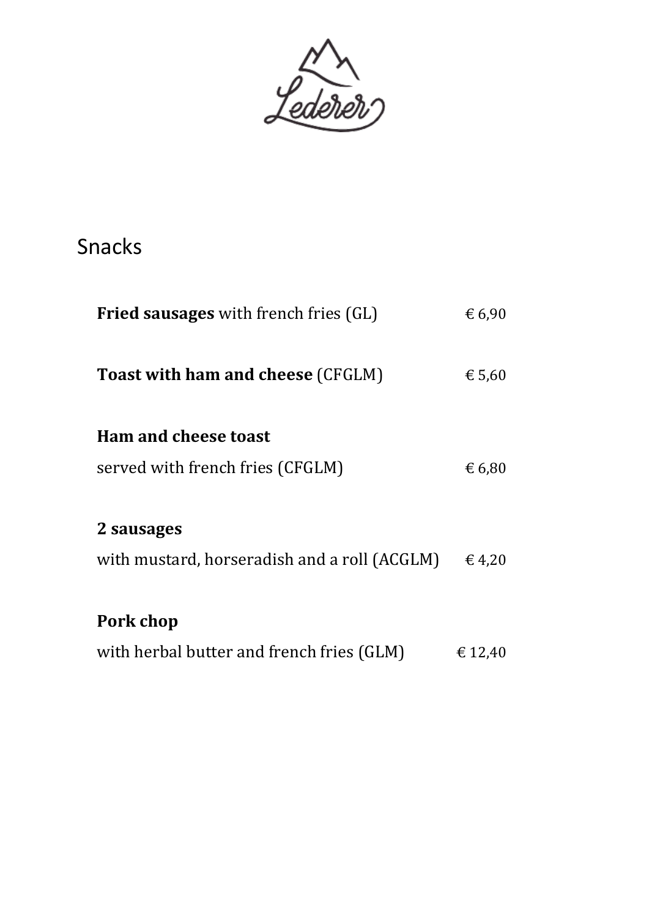Lederer

## Snacks

**Fried sausages** with french fries (GL) € 6,90

**Toast with ham and cheese** (CFGLM) € 5,60

**Ham and cheese toast**
served with french fries (CFGLM) € 6,80

**2 sausages**
with mustard, horseradish and a roll (ACGLM) € 4,20

**Pork chop**
with herbal butter and french fries (GLM) € 12,40